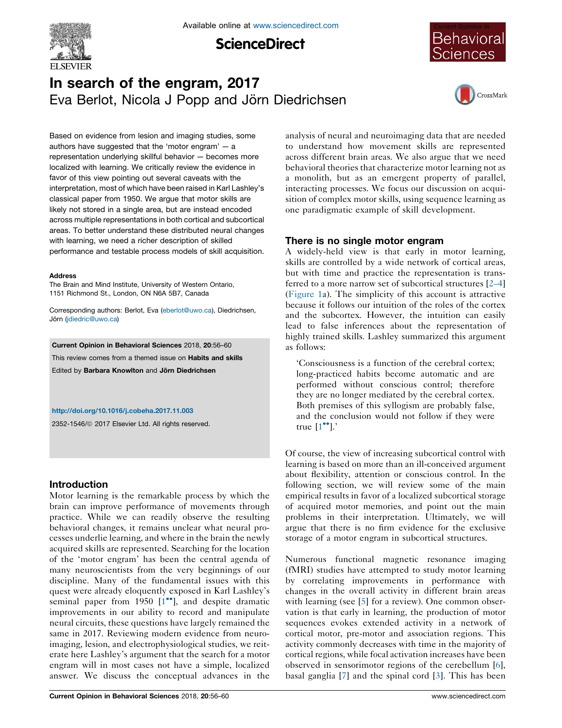# In search of the engram, 2017

Eva Berlot, Nicola J Popp and Jörn Diedrichsen

Based on evidence from lesion and imaging studies, some authors have suggested that the 'motor engram' — a representation underlying skillful behavior — becomes more localized with learning. We critically review the evidence in favor of this view pointing out several caveats with the interpretation, most of which have been raised in Karl Lashley's classical paper from 1950. We argue that motor skills are likely not stored in a single area, but are instead encoded across multiple representations in both cortical and subcortical areas. To better understand these distributed neural changes with learning, we need a richer description of skilled performance and testable process models of skill acquisition.

**Address**
The Brain and Mind Institute, University of Western Ontario, 1151 Richmond St., London, ON N6A 5B7, Canada

Corresponding authors: Berlot, Eva (eberlot@uwo.ca), Diedrichsen, Jörn (jdiedric@uwo.ca)

**Current Opinion in Behavioral Sciences** 2018, **20**:56–60

This review comes from a themed issue on **Habits and skills**

Edited by **Barbara Knowlton** and **Jörn Diedrichsen**

http://doi.org/10.1016/j.cobeha.2017.11.003

2352-1546/© 2017 Elsevier Ltd. All rights reserved.

## Introduction

Motor learning is the remarkable process by which the brain can improve performance of movements through practice. While we can readily observe the resulting behavioral changes, it remains unclear what neural processes underlie learning, and where in the brain the newly acquired skills are represented. Searching for the location of the 'motor engram' has been the central agenda of many neuroscientists from the very beginnings of our discipline. Many of the fundamental issues with this quest were already eloquently exposed in Karl Lashley's seminal paper from 1950 [1••], and despite dramatic improvements in our ability to record and manipulate neural circuits, these questions have largely remained the same in 2017. Reviewing modern evidence from neuroimaging, lesion, and electrophysiological studies, we reiterate here Lashley's argument that the search for a motor engram will in most cases not have a simple, localized answer. We discuss the conceptual advances in the analysis of neural and neuroimaging data that are needed to understand how movement skills are represented across different brain areas. We also argue that we need behavioral theories that characterize motor learning not as a monolith, but as an emergent property of parallel, interacting processes. We focus our discussion on acquisition of complex motor skills, using sequence learning as one paradigmatic example of skill development.

## There is no single motor engram

A widely-held view is that early in motor learning, skills are controlled by a wide network of cortical areas, but with time and practice the representation is transferred to a more narrow set of subcortical structures [2–4] (Figure 1a). The simplicity of this account is attractive because it follows our intuition of the roles of the cortex and the subcortex. However, the intuition can easily lead to false inferences about the representation of highly trained skills. Lashley summarized this argument as follows:

> 'Consciousness is a function of the cerebral cortex; long-practiced habits become automatic and are performed without conscious control; therefore they are no longer mediated by the cerebral cortex. Both premises of this syllogism are probably false, and the conclusion would not follow if they were true [1••].'

Of course, the view of increasing subcortical control with learning is based on more than an ill-conceived argument about flexibility, attention or conscious control. In the following section, we will review some of the main empirical results in favor of a localized subcortical storage of acquired motor memories, and point out the main problems in their interpretation. Ultimately, we will argue that there is no firm evidence for the exclusive storage of a motor engram in subcortical structures.

Numerous functional magnetic resonance imaging (fMRI) studies have attempted to study motor learning by correlating improvements in performance with changes in the overall activity in different brain areas with learning (see [5] for a review). One common observation is that early in learning, the production of motor sequences evokes extended activity in a network of cortical motor, pre-motor and association regions. This activity commonly decreases with time in the majority of cortical regions, while focal activation increases have been observed in sensorimotor regions of the cerebellum [6], basal ganglia [7] and the spinal cord [3]. This has been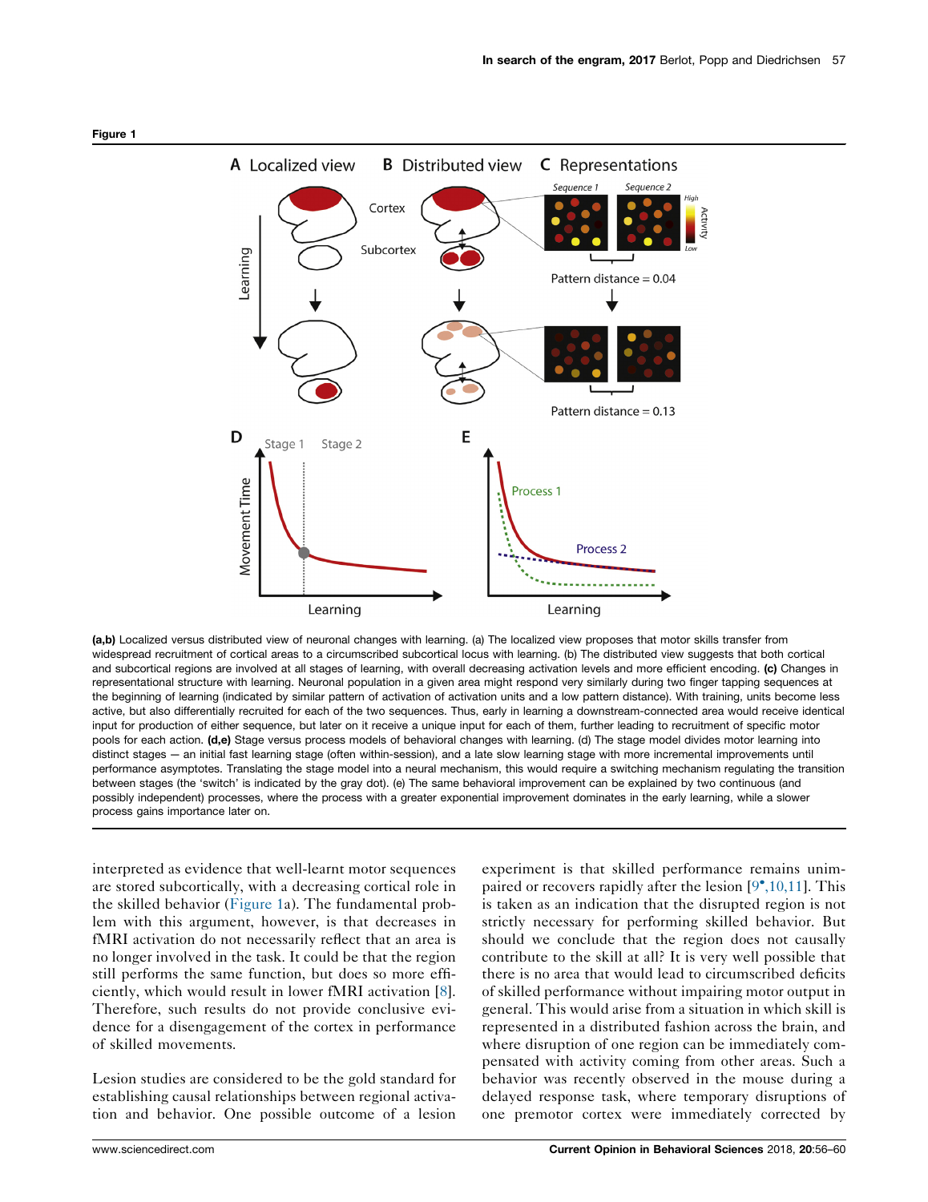**Figure 1**

A Localized view

B Distributed view

C Representations

Cortex

Subcortex

Learning

Sequence 1

Sequence 2

High

Activity

Low

Pattern distance = 0.04

Pattern distance = 0.13

D

Stage 1

Stage 2

Movement Time

Learning

E

Process 1

Process 2

Learning

**(a,b)** Localized versus distributed view of neuronal changes with learning. (a) The localized view proposes that motor skills transfer from widespread recruitment of cortical areas to a circumscribed subcortical locus with learning. (b) The distributed view suggests that both cortical and subcortical regions are involved at all stages of learning, with overall decreasing activation levels and more efficient encoding. **(c)** Changes in representational structure with learning. Neuronal population in a given area might respond very similarly during two finger tapping sequences at the beginning of learning (indicated by similar pattern of activation of activation units and a low pattern distance). With training, units become less active, but also differentially recruited for each of the two sequences. Thus, early in learning a downstream-connected area would receive identical input for production of either sequence, but later on it receive a unique input for each of them, further leading to recruitment of specific motor pools for each action. **(d,e)** Stage versus process models of behavioral changes with learning. (d) The stage model divides motor learning into distinct stages — an initial fast learning stage (often within-session), and a late slow learning stage with more incremental improvements until performance asymptotes. Translating the stage model into a neural mechanism, this would require a switching mechanism regulating the transition between stages (the 'switch' is indicated by the gray dot). (e) The same behavioral improvement can be explained by two continuous (and possibly independent) processes, where the process with a greater exponential improvement dominates in the early learning, while a slower process gains importance later on.

interpreted as evidence that well-learnt motor sequences are stored subcortically, with a decreasing cortical role in the skilled behavior (Figure 1a). The fundamental problem with this argument, however, is that decreases in fMRI activation do not necessarily reflect that an area is no longer involved in the task. It could be that the region still performs the same function, but does so more efficiently, which would result in lower fMRI activation [8]. Therefore, such results do not provide conclusive evidence for a disengagement of the cortex in performance of skilled movements.

Lesion studies are considered to be the gold standard for establishing causal relationships between regional activation and behavior. One possible outcome of a lesion experiment is that skilled performance remains unimpaired or recovers rapidly after the lesion [9•,10,11]. This is taken as an indication that the disrupted region is not strictly necessary for performing skilled behavior. But should we conclude that the region does not causally contribute to the skill at all? It is very well possible that there is no area that would lead to circumscribed deficits of skilled performance without impairing motor output in general. This would arise from a situation in which skill is represented in a distributed fashion across the brain, and where disruption of one region can be immediately compensated with activity coming from other areas. Such a behavior was recently observed in the mouse during a delayed response task, where temporary disruptions of one premotor cortex were immediately corrected by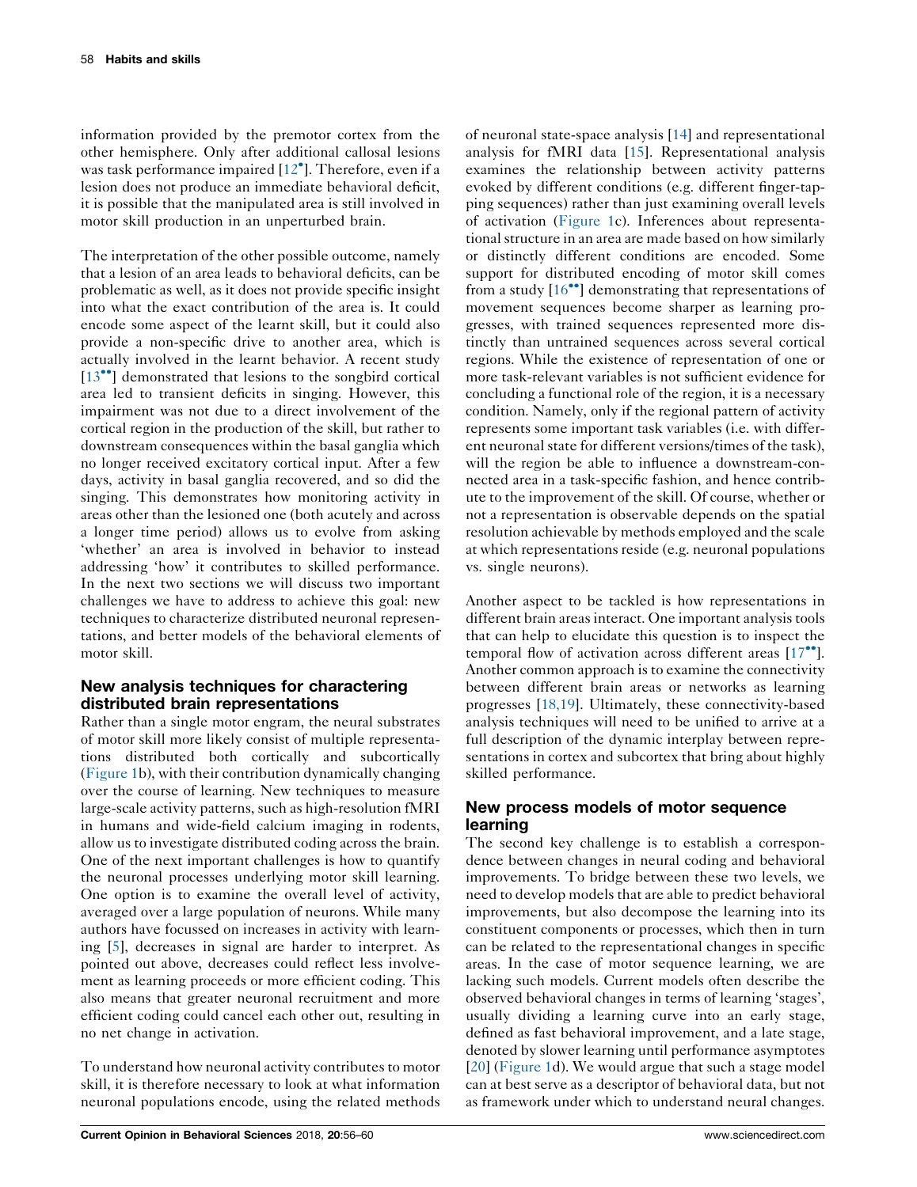information provided by the premotor cortex from the other hemisphere. Only after additional callosal lesions was task performance impaired [12•]. Therefore, even if a lesion does not produce an immediate behavioral deficit, it is possible that the manipulated area is still involved in motor skill production in an unperturbed brain.

The interpretation of the other possible outcome, namely that a lesion of an area leads to behavioral deficits, can be problematic as well, as it does not provide specific insight into what the exact contribution of the area is. It could encode some aspect of the learnt skill, but it could also provide a non-specific drive to another area, which is actually involved in the learnt behavior. A recent study [13••] demonstrated that lesions to the songbird cortical area led to transient deficits in singing. However, this impairment was not due to a direct involvement of the cortical region in the production of the skill, but rather to downstream consequences within the basal ganglia which no longer received excitatory cortical input. After a few days, activity in basal ganglia recovered, and so did the singing. This demonstrates how monitoring activity in areas other than the lesioned one (both acutely and across a longer time period) allows us to evolve from asking 'whether' an area is involved in behavior to instead addressing 'how' it contributes to skilled performance. In the next two sections we will discuss two important challenges we have to address to achieve this goal: new techniques to characterize distributed neuronal representations, and better models of the behavioral elements of motor skill.

## New analysis techniques for charactering distributed brain representations

Rather than a single motor engram, the neural substrates of motor skill more likely consist of multiple representations distributed both cortically and subcortically (Figure 1b), with their contribution dynamically changing over the course of learning. New techniques to measure large-scale activity patterns, such as high-resolution fMRI in humans and wide-field calcium imaging in rodents, allow us to investigate distributed coding across the brain. One of the next important challenges is how to quantify the neuronal processes underlying motor skill learning. One option is to examine the overall level of activity, averaged over a large population of neurons. While many authors have focussed on increases in activity with learning [5], decreases in signal are harder to interpret. As pointed out above, decreases could reflect less involvement as learning proceeds or more efficient coding. This also means that greater neuronal recruitment and more efficient coding could cancel each other out, resulting in no net change in activation.

To understand how neuronal activity contributes to motor skill, it is therefore necessary to look at what information neuronal populations encode, using the related methods of neuronal state-space analysis [14] and representational analysis for fMRI data [15]. Representational analysis examines the relationship between activity patterns evoked by different conditions (e.g. different finger-tapping sequences) rather than just examining overall levels of activation (Figure 1c). Inferences about representational structure in an area are made based on how similarly or distinctly different conditions are encoded. Some support for distributed encoding of motor skill comes from a study [16••] demonstrating that representations of movement sequences become sharper as learning progresses, with trained sequences represented more distinctly than untrained sequences across several cortical regions. While the existence of representation of one or more task-relevant variables is not sufficient evidence for concluding a functional role of the region, it is a necessary condition. Namely, only if the regional pattern of activity represents some important task variables (i.e. with different neuronal state for different versions/times of the task), will the region be able to influence a downstream-connected area in a task-specific fashion, and hence contribute to the improvement of the skill. Of course, whether or not a representation is observable depends on the spatial resolution achievable by methods employed and the scale at which representations reside (e.g. neuronal populations vs. single neurons).

Another aspect to be tackled is how representations in different brain areas interact. One important analysis tools that can help to elucidate this question is to inspect the temporal flow of activation across different areas [17••]. Another common approach is to examine the connectivity between different brain areas or networks as learning progresses [18,19]. Ultimately, these connectivity-based analysis techniques will need to be unified to arrive at a full description of the dynamic interplay between representations in cortex and subcortex that bring about highly skilled performance.

## New process models of motor sequence learning

The second key challenge is to establish a correspondence between changes in neural coding and behavioral improvements. To bridge between these two levels, we need to develop models that are able to predict behavioral improvements, but also decompose the learning into its constituent components or processes, which then in turn can be related to the representational changes in specific areas. In the case of motor sequence learning, we are lacking such models. Current models often describe the observed behavioral changes in terms of learning 'stages', usually dividing a learning curve into an early stage, defined as fast behavioral improvement, and a late stage, denoted by slower learning until performance asymptotes [20] (Figure 1d). We would argue that such a stage model can at best serve as a descriptor of behavioral data, but not as framework under which to understand neural changes.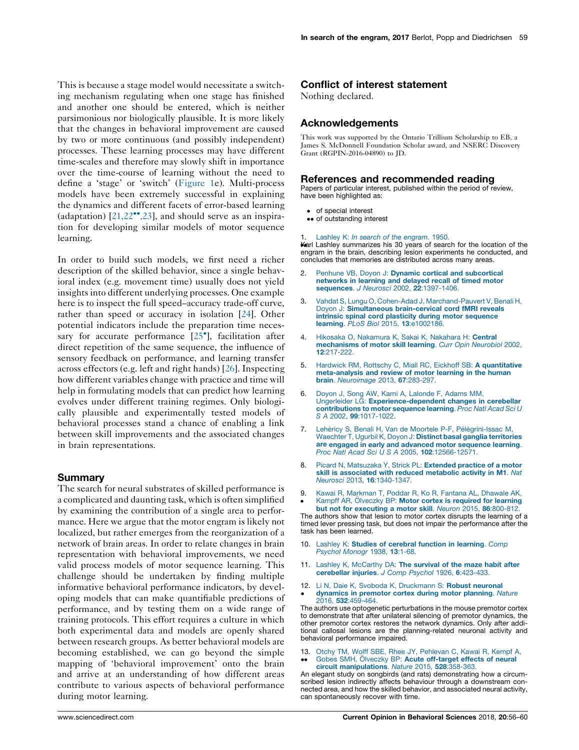This is because a stage model would necessitate a switching mechanism regulating when one stage has finished and another one should be entered, which is neither parsimonious nor biologically plausible. It is more likely that the changes in behavioral improvement are caused by two or more continuous (and possibly independent) processes. These learning processes may have different time-scales and therefore may slowly shift in importance over the time-course of learning without the need to define a 'stage' or 'switch' (Figure 1e). Multi-process models have been extremely successful in explaining the dynamics and different facets of error-based learning (adaptation) [21,22••,23], and should serve as an inspiration for developing similar models of motor sequence learning.

In order to build such models, we first need a richer description of the skilled behavior, since a single behavioral index (e.g. movement time) usually does not yield insights into different underlying processes. One example here is to inspect the full speed–accuracy trade-off curve, rather than speed or accuracy in isolation [24]. Other potential indicators include the preparation time necessary for accurate performance [25•], facilitation after direct repetition of the same sequence, the influence of sensory feedback on performance, and learning transfer across effectors (e.g. left and right hands) [26]. Inspecting how different variables change with practice and time will help in formulating models that can predict how learning evolves under different training regimes. Only biologically plausible and experimentally tested models of behavioral processes stand a chance of enabling a link between skill improvements and the associated changes in brain representations.

## Summary

The search for neural substrates of skilled performance is a complicated and daunting task, which is often simplified by examining the contribution of a single area to performance. Here we argue that the motor engram is likely not localized, but rather emerges from the reorganization of a network of brain areas. In order to relate changes in brain representation with behavioral improvements, we need valid process models of motor sequence learning. This challenge should be undertaken by finding multiple informative behavioral performance indicators, by developing models that can make quantifiable predictions of performance, and by testing them on a wide range of training protocols. This effort requires a culture in which both experimental data and models are openly shared between research groups. As better behavioral models are becoming established, we can go beyond the simple mapping of 'behavioral improvement' onto the brain and arrive at an understanding of how different areas contribute to various aspects of behavioral performance during motor learning.

## Conflict of interest statement

Nothing declared.

## Acknowledgements

This work was supported by the Ontario Trillium Scholarship to EB, a James S. McDonnell Foundation Scholar award, and NSERC Discovery Grant (RGPIN-2016-04890) to JD.

## References and recommended reading

Papers of particular interest, published within the period of review, have been highlighted as:

- • of special interest
- •• of outstanding interest

1. • Lashley K: *In search of the engram*. 1950.
Karl Lashley summarizes his 30 years of search for the location of the engram in the brain, describing lesion experiments he conducted, and concludes that memories are distributed across many areas.

2. Penhune VB, Doyon J: **Dynamic cortical and subcortical networks in learning and delayed recall of timed motor sequences**. *J Neurosci* 2002, **22**:1397-1406.

3. Vahdat S, Lungu O, Cohen-Adad J, Marchand-Pauvert V, Benali H, Doyon J: **Simultaneous brain-cervical cord fMRI reveals intrinsic spinal cord plasticity during motor sequence learning**. *PLoS Biol* 2015, **13**:e1002186.

4. Hikosaka O, Nakamura K, Sakai K, Nakahara H: **Central mechanisms of motor skill learning**. *Curr Opin Neurobiol* 2002, **12**:217-222.

5. Hardwick RM, Rottschy C, Miall RC, Eickhoff SB: **A quantitative meta-analysis and review of motor learning in the human brain**. *Neuroimage* 2013, **67**:283-297.

6. Doyon J, Song AW, Karni A, Lalonde F, Adams MM, Ungerleider LG: **Experience-dependent changes in cerebellar contributions to motor sequence learning**. *Proc Natl Acad Sci U S A* 2002, **99**:1017-1022.

7. Lehéricy S, Benali H, Van de Moortele P-F, Pélégrini-Issac M, Waechter T, Ugurbil K, Doyon J: **Distinct basal ganglia territories are engaged in early and advanced motor sequence learning**. *Proc Natl Acad Sci U S A* 2005, **102**:12566-12571.

8. Picard N, Matsuzaka Y, Strick PL: **Extended practice of a motor skill is associated with reduced metabolic activity in M1**. *Nat Neurosci* 2013, **16**:1340-1347.

9. • Kawai R, Markman T, Poddar R, Ko R, Fantana AL, Dhawale AK, Kampff AR, Ölveczky BP: **Motor cortex is required for learning but not for executing a motor skill**. *Neuron* 2015, **86**:800-812.
The authors show that lesion to motor cortex disrupts the learning of a timed lever pressing task, but does not impair the performance after the task has been learned.

10. Lashley K: **Studies of cerebral function in learning**. *Comp Psychol Monogr* 1938, **13**:1-68.

11. Lashley K, McCarthy DA: **The survival of the maze habit after cerebellar injuries**. *J Comp Psychol* 1926, **6**:423-433.

12. • Li N, Daie K, Svoboda K, Druckmann S: **Robust neuronal dynamics in premotor cortex during motor planning**. *Nature* 2016, **532**:459-464.
The authors use optogenetic perturbations in the mouse premotor cortex to demonstrate that after unilateral silencing of premotor dynamics, the other premotor cortex restores the network dynamics. Only after additional callosal lesions are the planning-related neuronal activity and behavioral performance impaired.

13. •• Otchy TM, Wolff SBE, Rhee JY, Pehlevan C, Kawai R, Kempf A, Gobes SMH, Ölveczky BP: **Acute off-target effects of neural circuit manipulations**. *Nature* 2015, **528**:358-363.
An elegant study on songbirds (and rats) demonstrating how a circumscribed lesion indirectly affects behaviour through a downstream connected area, and how the skilled behavior, and associated neural activity, can spontaneously recover with time.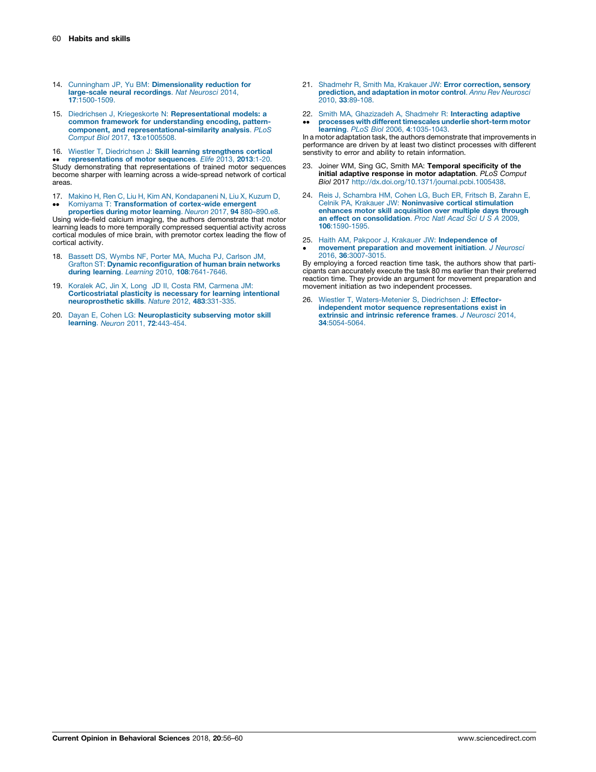14. Cunningham JP, Yu BM: **Dimensionality reduction for large-scale neural recordings**. *Nat Neurosci* 2014, **17**:1500-1509.

15. Diedrichsen J, Kriegeskorte N: **Representational models: a common framework for understanding encoding, pattern-component, and representational-similarity analysis**. *PLoS Comput Biol* 2017, **13**:e1005508.

16. •• Wiestler T, Diedrichsen J: **Skill learning strengthens cortical representations of motor sequences**. *Elife* 2013, **2013**:1-20.
Study demonstrating that representations of trained motor sequences become sharper with learning across a wide-spread network of cortical areas.

17. •• Makino H, Ren C, Liu H, Kim AN, Kondapaneni N, Liu X, Kuzum D, Komiyama T: **Transformation of cortex-wide emergent properties during motor learning**. *Neuron* 2017, **94** 880–890.e8.
Using wide-field calcium imaging, the authors demonstrate that motor learning leads to more temporally compressed sequential activity across cortical modules of mice brain, with premotor cortex leading the flow of cortical activity.

18. Bassett DS, Wymbs NF, Porter MA, Mucha PJ, Carlson JM, Grafton ST: **Dynamic reconfiguration of human brain networks during learning**. *Learning* 2010, **108**:7641-7646.

19. Koralek AC, Jin X, Long JD II, Costa RM, Carmena JM: **Corticostriatal plasticity is necessary for learning intentional neuroprosthetic skills**. *Nature* 2012, **483**:331-335.

20. Dayan E, Cohen LG: **Neuroplasticity subserving motor skill learning**. *Neuron* 2011, **72**:443-454.

21. Shadmehr R, Smith Ma, Krakauer JW: **Error correction, sensory prediction, and adaptation in motor control**. *Annu Rev Neurosci* 2010, **33**:89-108.

22. •• Smith MA, Ghazizadeh A, Shadmehr R: **Interacting adaptive processes with different timescales underlie short-term motor learning**. *PLoS Biol* 2006, **4**:1035-1043.
In a motor adaptation task, the authors demonstrate that improvements in performance are driven by at least two distinct processes with different senstivity to error and ability to retain information.

23. Joiner WM, Sing GC, Smith MA: **Temporal specificity of the initial adaptive response in motor adaptation**. *PLoS Comput Biol* 2017 http://dx.doi.org/10.1371/journal.pcbi.1005438.

24. Reis J, Schambra HM, Cohen LG, Buch ER, Fritsch B, Zarahn E, Celnik PA, Krakauer JW: **Noninvasive cortical stimulation enhances motor skill acquisition over multiple days through an effect on consolidation**. *Proc Natl Acad Sci U S A* 2009, **106**:1590-1595.

25. • Haith AM, Pakpoor J, Krakauer JW: **Independence of movement preparation and movement initiation**. *J Neurosci* 2016, **36**:3007-3015.
By employing a forced reaction time task, the authors show that participants can accurately execute the task 80 ms earlier than their preferred reaction time. They provide an argument for movement preparation and movement initiation as two independent processes.

26. Wiestler T, Waters-Metenier S, Diedrichsen J: **Effector-independent motor sequence representations exist in extrinsic and intrinsic reference frames**. *J Neurosci* 2014, **34**:5054-5064.